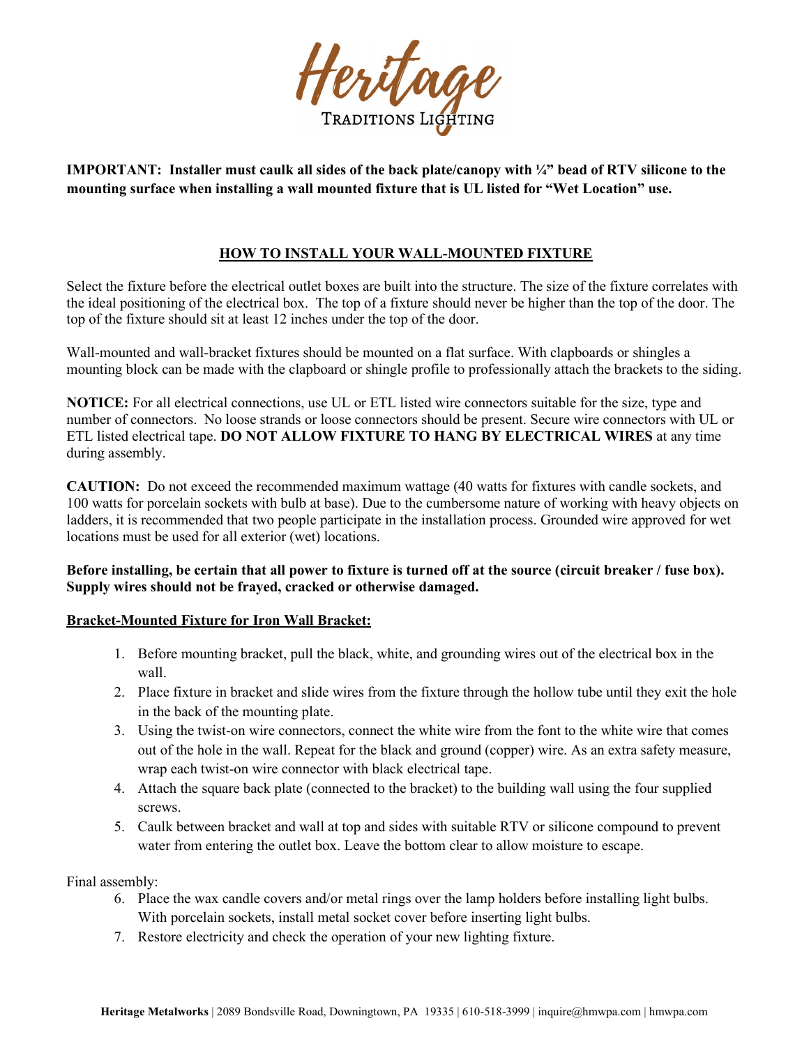# Heritage

TRADITIONS LIGHTING

**IMPORTANT: Installer must caulk all sides of the back plate/canopy with ¼" bead of RTV silicone to the mounting surface when installing a wall mounted fixture that is UL listed for "Wet Location" use.**

## HOW TO INSTALL YOUR WALL-MOUNTED FIXTURE

Select the fixture before the electrical outlet boxes are built into the structure. The size of the fixture correlates with the ideal positioning of the electrical box. The top of a fixture should never be higher than the top of the door. The top of the fixture should sit at least 12 inches under the top of the door.

Wall-mounted and wall-bracket fixtures should be mounted on a flat surface. With clapboards or shingles a mounting block can be made with the clapboard or shingle profile to professionally attach the brackets to the siding.

**NOTICE:** For all electrical connections, use UL or ETL listed wire connectors suitable for the size, type and number of connectors. No loose strands or loose connectors should be present. Secure wire connectors with UL or ETL listed electrical tape. **DO NOT ALLOW FIXTURE TO HANG BY ELECTRICAL WIRES** at any time during assembly.

**CAUTION:** Do not exceed the recommended maximum wattage (40 watts for fixtures with candle sockets, and 100 watts for porcelain sockets with bulb at base). Due to the cumbersome nature of working with heavy objects on ladders, it is recommended that two people participate in the installation process. Grounded wire approved for wet locations must be used for all exterior (wet) locations.

**Before installing, be certain that all power to fixture is turned off at the source (circuit breaker / fuse box). Supply wires should not be frayed, cracked or otherwise damaged.**

### Bracket-Mounted Fixture for Iron Wall Bracket:

1. Before mounting bracket, pull the black, white, and grounding wires out of the electrical box in the wall.
2. Place fixture in bracket and slide wires from the fixture through the hollow tube until they exit the hole in the back of the mounting plate.
3. Using the twist-on wire connectors, connect the white wire from the font to the white wire that comes out of the hole in the wall. Repeat for the black and ground (copper) wire. As an extra safety measure, wrap each twist-on wire connector with black electrical tape.
4. Attach the square back plate (connected to the bracket) to the building wall using the four supplied screws.
5. Caulk between bracket and wall at top and sides with suitable RTV or silicone compound to prevent water from entering the outlet box. Leave the bottom clear to allow moisture to escape.

Final assembly:

6. Place the wax candle covers and/or metal rings over the lamp holders before installing light bulbs. With porcelain sockets, install metal socket cover before inserting light bulbs.
7. Restore electricity and check the operation of your new lighting fixture.

**Heritage Metalworks** | 2089 Bondsville Road, Downingtown, PA 19335 | 610-518-3999 | inquire@hmwpa.com | hmwpa.com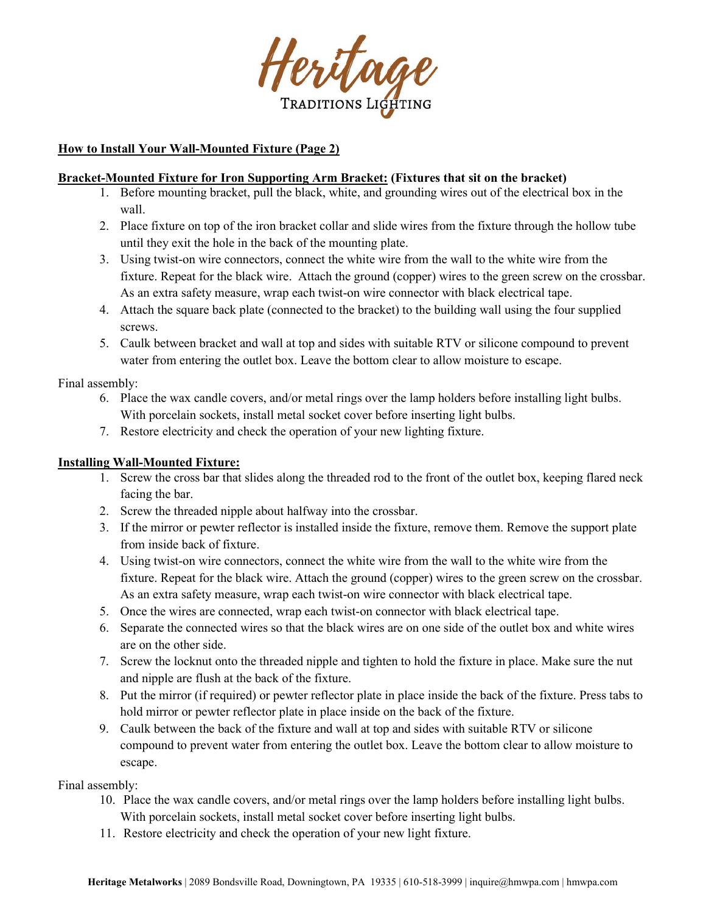# Heritage Traditions Lighting

**How to Install Your Wall-Mounted Fixture (Page 2)**

**Bracket-Mounted Fixture for Iron Supporting Arm Bracket: (Fixtures that sit on the bracket)**

1. Before mounting bracket, pull the black, white, and grounding wires out of the electrical box in the wall.
2. Place fixture on top of the iron bracket collar and slide wires from the fixture through the hollow tube until they exit the hole in the back of the mounting plate.
3. Using twist-on wire connectors, connect the white wire from the wall to the white wire from the fixture. Repeat for the black wire. Attach the ground (copper) wires to the green screw on the crossbar. As an extra safety measure, wrap each twist-on wire connector with black electrical tape.
4. Attach the square back plate (connected to the bracket) to the building wall using the four supplied screws.
5. Caulk between bracket and wall at top and sides with suitable RTV or silicone compound to prevent water from entering the outlet box. Leave the bottom clear to allow moisture to escape.

Final assembly:

6. Place the wax candle covers, and/or metal rings over the lamp holders before installing light bulbs. With porcelain sockets, install metal socket cover before inserting light bulbs.
7. Restore electricity and check the operation of your new lighting fixture.

**Installing Wall-Mounted Fixture:**

1. Screw the cross bar that slides along the threaded rod to the front of the outlet box, keeping flared neck facing the bar.
2. Screw the threaded nipple about halfway into the crossbar.
3. If the mirror or pewter reflector is installed inside the fixture, remove them. Remove the support plate from inside back of fixture.
4. Using twist-on wire connectors, connect the white wire from the wall to the white wire from the fixture. Repeat for the black wire. Attach the ground (copper) wires to the green screw on the crossbar. As an extra safety measure, wrap each twist-on wire connector with black electrical tape.
5. Once the wires are connected, wrap each twist-on connector with black electrical tape.
6. Separate the connected wires so that the black wires are on one side of the outlet box and white wires are on the other side.
7. Screw the locknut onto the threaded nipple and tighten to hold the fixture in place. Make sure the nut and nipple are flush at the back of the fixture.
8. Put the mirror (if required) or pewter reflector plate in place inside the back of the fixture. Press tabs to hold mirror or pewter reflector plate in place inside on the back of the fixture.
9. Caulk between the back of the fixture and wall at top and sides with suitable RTV or silicone compound to prevent water from entering the outlet box. Leave the bottom clear to allow moisture to escape.

Final assembly:

10. Place the wax candle covers, and/or metal rings over the lamp holders before installing light bulbs. With porcelain sockets, install metal socket cover before inserting light bulbs.
11. Restore electricity and check the operation of your new light fixture.

**Heritage Metalworks** | 2089 Bondsville Road, Downingtown, PA 19335 | 610-518-3999 | inquire@hmwpa.com | hmwpa.com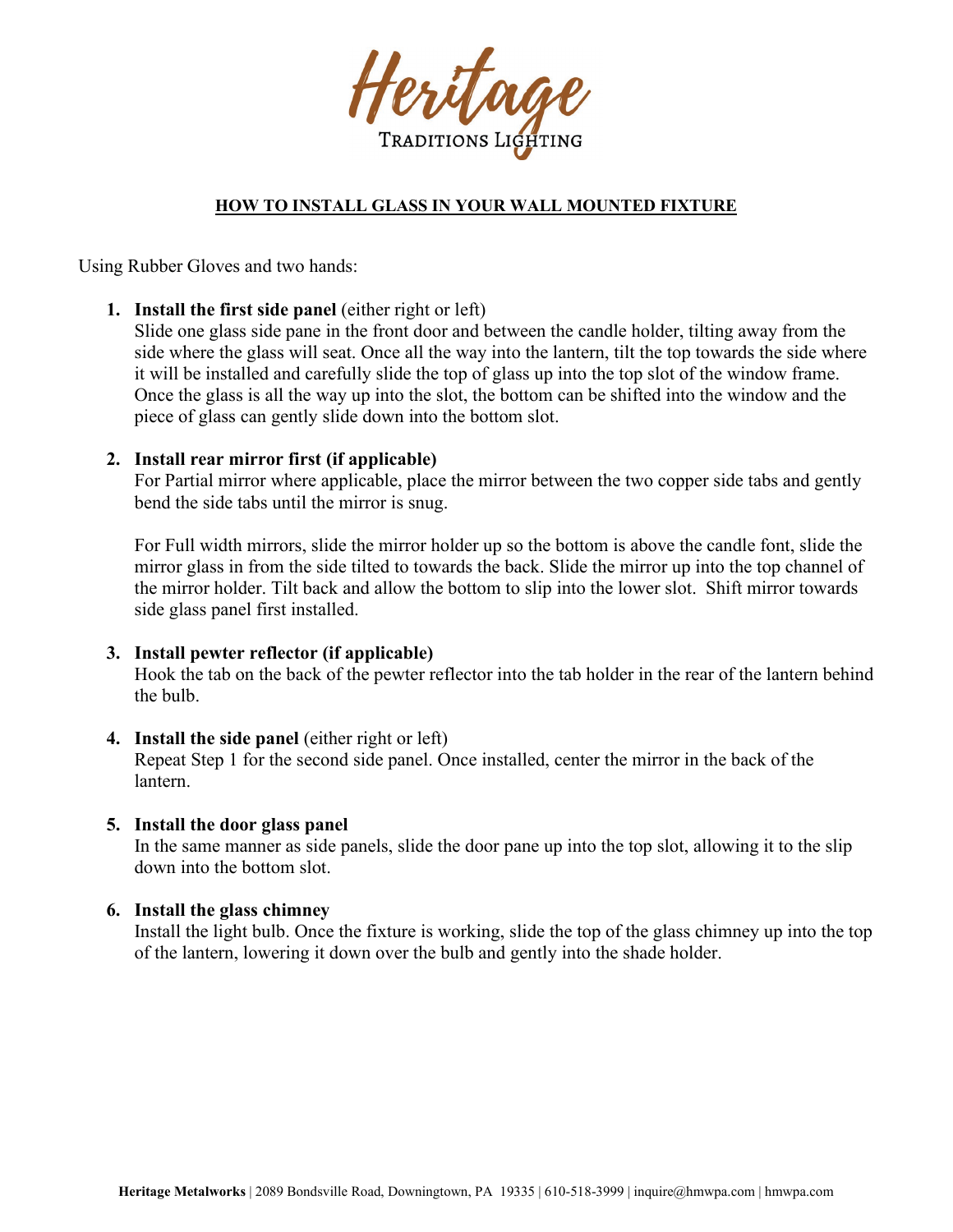Heritage

TRADITIONS LIGHTING

## HOW TO INSTALL GLASS IN YOUR WALL MOUNTED FIXTURE

Using Rubber Gloves and two hands:

1. **Install the first side panel** (either right or left)
   Slide one glass side pane in the front door and between the candle holder, tilting away from the side where the glass will seat. Once all the way into the lantern, tilt the top towards the side where it will be installed and carefully slide the top of glass up into the top slot of the window frame. Once the glass is all the way up into the slot, the bottom can be shifted into the window and the piece of glass can gently slide down into the bottom slot.

2. **Install rear mirror first (if applicable)**
   For Partial mirror where applicable, place the mirror between the two copper side tabs and gently bend the side tabs until the mirror is snug.

   For Full width mirrors, slide the mirror holder up so the bottom is above the candle font, slide the mirror glass in from the side tilted to towards the back. Slide the mirror up into the top channel of the mirror holder. Tilt back and allow the bottom to slip into the lower slot. Shift mirror towards side glass panel first installed.

3. **Install pewter reflector (if applicable)**
   Hook the tab on the back of the pewter reflector into the tab holder in the rear of the lantern behind the bulb.

4. **Install the side panel** (either right or left)
   Repeat Step 1 for the second side panel. Once installed, center the mirror in the back of the lantern.

5. **Install the door glass panel**
   In the same manner as side panels, slide the door pane up into the top slot, allowing it to the slip down into the bottom slot.

6. **Install the glass chimney**
   Install the light bulb. Once the fixture is working, slide the top of the glass chimney up into the top of the lantern, lowering it down over the bulb and gently into the shade holder.

**Heritage Metalworks** | 2089 Bondsville Road, Downingtown, PA 19335 | 610-518-3999 | inquire@hmwpa.com | hmwpa.com